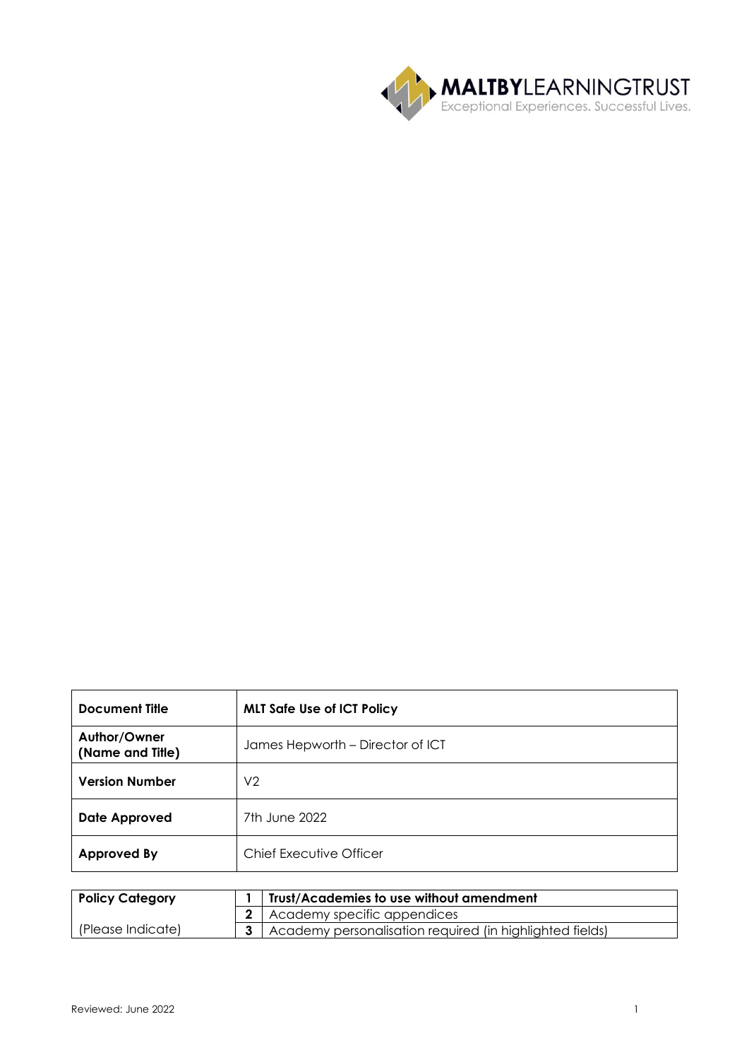**MALTBY**LEARNINGTRUST
Exceptional Experiences. Successful Lives.

| **Document Title** | **MLT Safe Use of ICT Policy** |
| --- | --- |
| **Author/Owner (Name and Title)** | James Hepworth – Director of ICT |
| **Version Number** | V2 |
| **Date Approved** | 7th June 2022 |
| **Approved By** | Chief Executive Officer |

| **Policy Category** | | |
| --- | --- | --- |
| (Please Indicate) | **1** | **Trust/Academies to use without amendment** |
| | **2** | Academy specific appendices |
| | **3** | Academy personalisation required (in highlighted fields) |

Reviewed: June 2022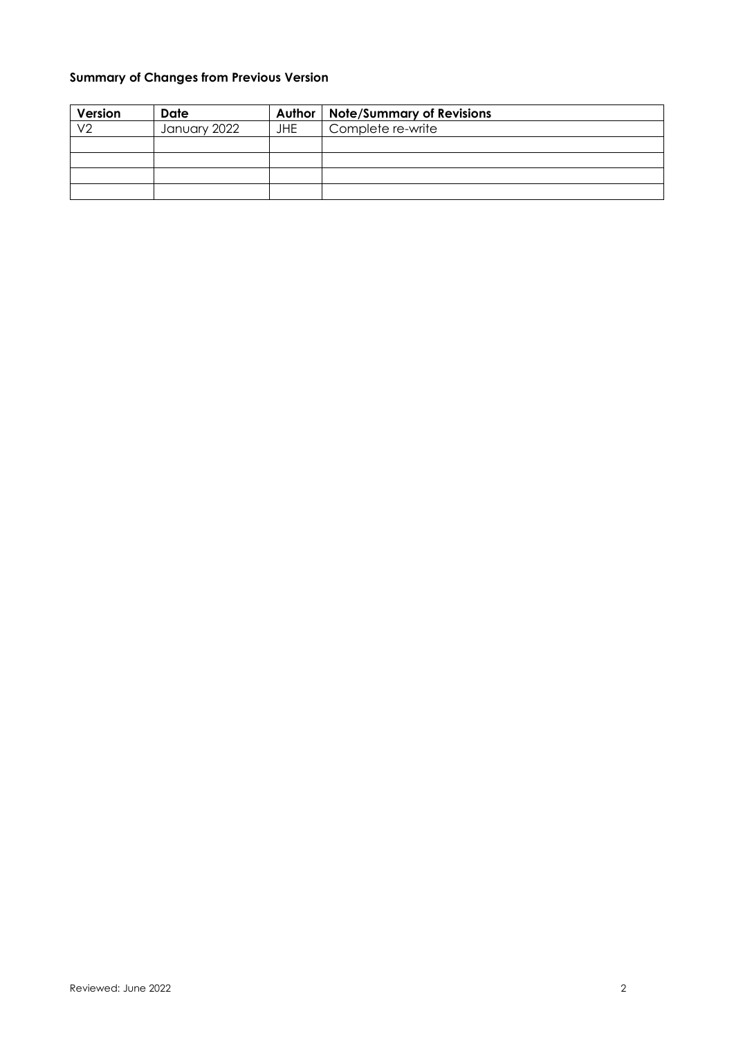**Summary of Changes from Previous Version**

| Version | Date | Author | Note/Summary of Revisions |
|---|---|---|---|
| V2 | January 2022 | JHE | Complete re-write |
| | | | |
| | | | |
| | | | |
| | | | |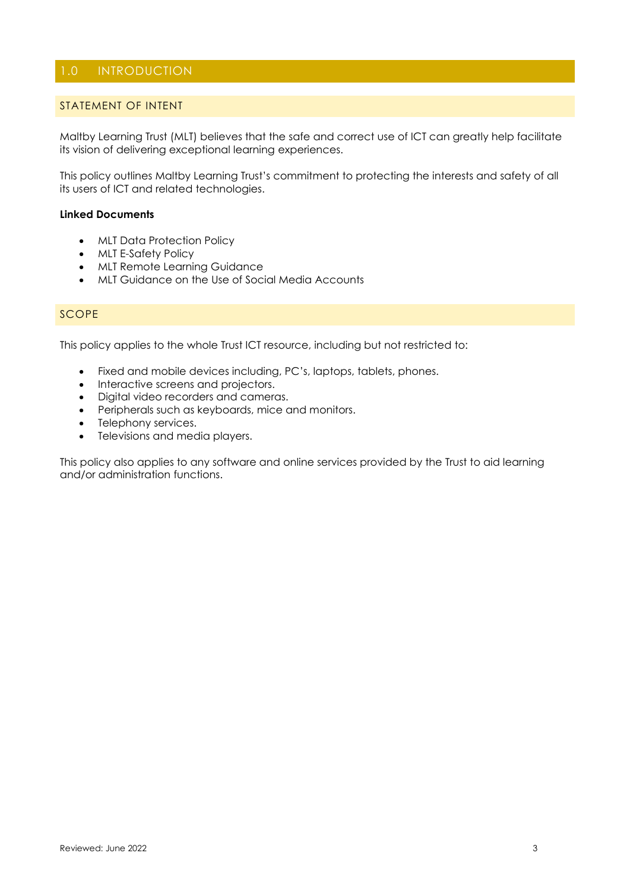# 1.0 INTRODUCTION

## STATEMENT OF INTENT

Maltby Learning Trust (MLT) believes that the safe and correct use of ICT can greatly help facilitate its vision of delivering exceptional learning experiences.

This policy outlines Maltby Learning Trust's commitment to protecting the interests and safety of all its users of ICT and related technologies.

**Linked Documents**

- MLT Data Protection Policy
- MLT E-Safety Policy
- MLT Remote Learning Guidance
- MLT Guidance on the Use of Social Media Accounts

## SCOPE

This policy applies to the whole Trust ICT resource, including but not restricted to:

- Fixed and mobile devices including, PC's, laptops, tablets, phones.
- Interactive screens and projectors.
- Digital video recorders and cameras.
- Peripherals such as keyboards, mice and monitors.
- Telephony services.
- Televisions and media players.

This policy also applies to any software and online services provided by the Trust to aid learning and/or administration functions.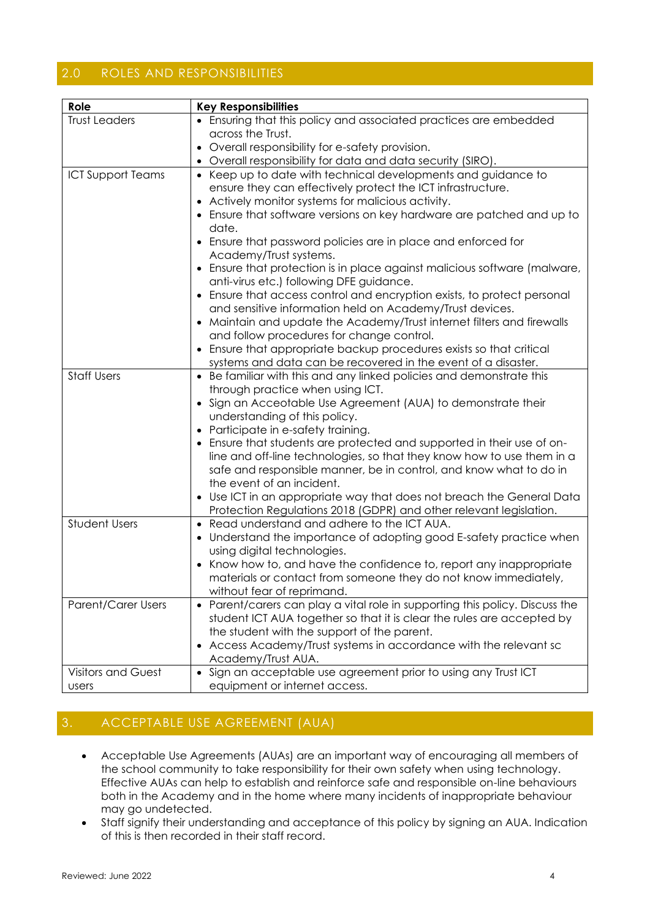## 2.0 ROLES AND RESPONSIBILITIES

| Role | Key Responsibilities |
|---|---|
| Trust Leaders | • Ensuring that this policy and associated practices are embedded across the Trust.<br>• Overall responsibility for e-safety provision.<br>• Overall responsibility for data and data security (SIRO). |
| ICT Support Teams | • Keep up to date with technical developments and guidance to ensure they can effectively protect the ICT infrastructure.<br>• Actively monitor systems for malicious activity.<br>• Ensure that software versions on key hardware are patched and up to date.<br>• Ensure that password policies are in place and enforced for Academy/Trust systems.<br>• Ensure that protection is in place against malicious software (malware, anti-virus etc.) following DFE guidance.<br>• Ensure that access control and encryption exists, to protect personal and sensitive information held on Academy/Trust devices.<br>• Maintain and update the Academy/Trust internet filters and firewalls and follow procedures for change control.<br>• Ensure that appropriate backup procedures exists so that critical systems and data can be recovered in the event of a disaster. |
| Staff Users | • Be familiar with this and any linked policies and demonstrate this through practice when using ICT.<br>• Sign an Acceotable Use Agreement (AUA) to demonstrate their understanding of this policy.<br>• Participate in e-safety training.<br>• Ensure that students are protected and supported in their use of on-line and off-line technologies, so that they know how to use them in a safe and responsible manner, be in control, and know what to do in the event of an incident.<br>• Use ICT in an appropriate way that does not breach the General Data Protection Regulations 2018 (GDPR) and other relevant legislation. |
| Student Users | • Read understand and adhere to the ICT AUA.<br>• Understand the importance of adopting good E-safety practice when using digital technologies.<br>• Know how to, and have the confidence to, report any inappropriate materials or contact from someone they do not know immediately, without fear of reprimand. |
| Parent/Carer Users | • Parent/carers can play a vital role in supporting this policy. Discuss the student ICT AUA together so that it is clear the rules are accepted by the student with the support of the parent.<br>• Access Academy/Trust systems in accordance with the relevant sc Academy/Trust AUA. |
| Visitors and Guest users | • Sign an acceptable use agreement prior to using any Trust ICT equipment or internet access. |

## 3. ACCEPTABLE USE AGREEMENT (AUA)

- Acceptable Use Agreements (AUAs) are an important way of encouraging all members of the school community to take responsibility for their own safety when using technology. Effective AUAs can help to establish and reinforce safe and responsible on-line behaviours both in the Academy and in the home where many incidents of inappropriate behaviour may go undetected.
- Staff signify their understanding and acceptance of this policy by signing an AUA. Indication of this is then recorded in their staff record.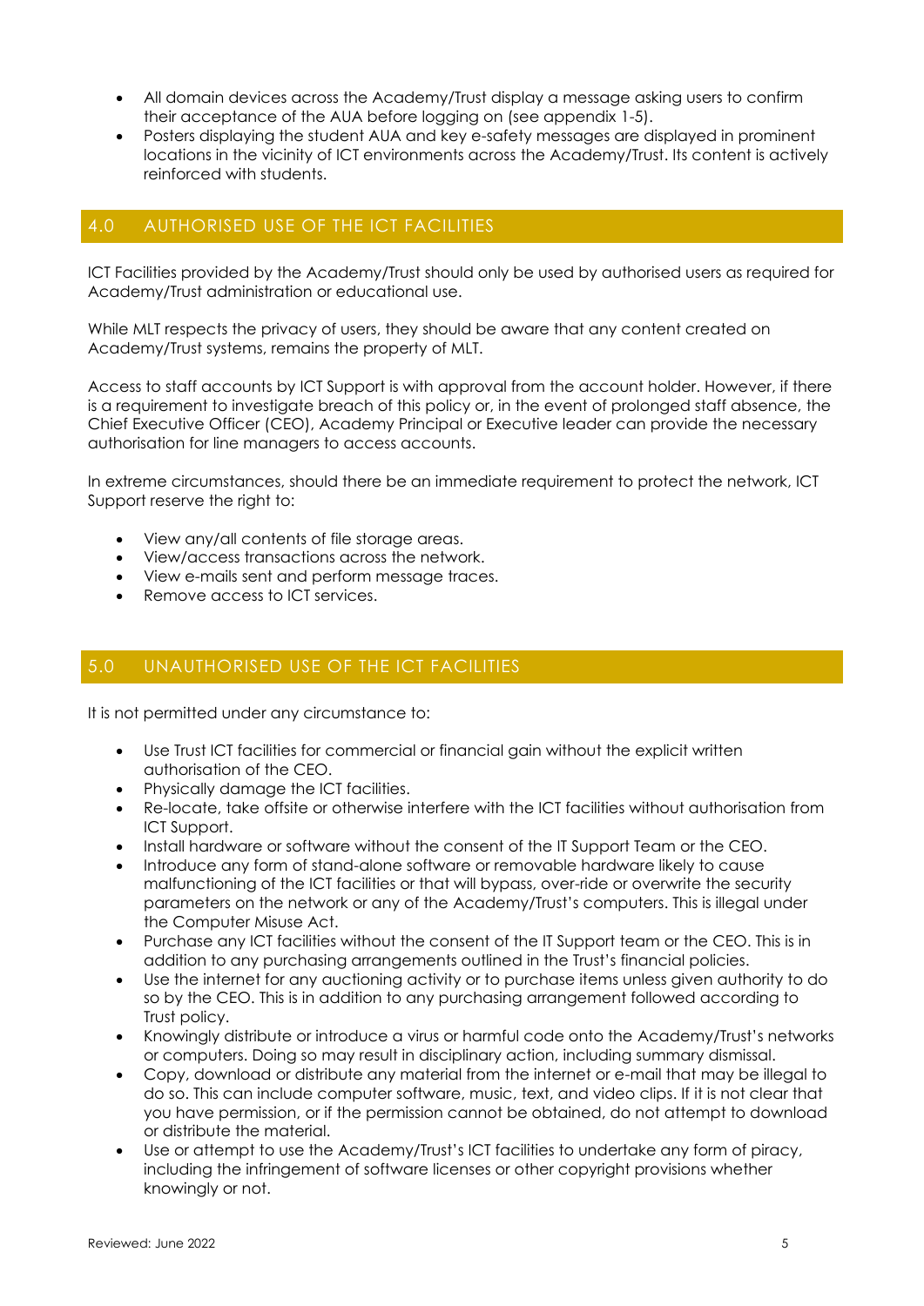- All domain devices across the Academy/Trust display a message asking users to confirm their acceptance of the AUA before logging on (see appendix 1-5).
- Posters displaying the student AUA and key e-safety messages are displayed in prominent locations in the vicinity of ICT environments across the Academy/Trust. Its content is actively reinforced with students.

## 4.0 AUTHORISED USE OF THE ICT FACILITIES

ICT Facilities provided by the Academy/Trust should only be used by authorised users as required for Academy/Trust administration or educational use.

While MLT respects the privacy of users, they should be aware that any content created on Academy/Trust systems, remains the property of MLT.

Access to staff accounts by ICT Support is with approval from the account holder. However, if there is a requirement to investigate breach of this policy or, in the event of prolonged staff absence, the Chief Executive Officer (CEO), Academy Principal or Executive leader can provide the necessary authorisation for line managers to access accounts.

In extreme circumstances, should there be an immediate requirement to protect the network, ICT Support reserve the right to:

- View any/all contents of file storage areas.
- View/access transactions across the network.
- View e-mails sent and perform message traces.
- Remove access to ICT services.

## 5.0 UNAUTHORISED USE OF THE ICT FACILITIES

It is not permitted under any circumstance to:

- Use Trust ICT facilities for commercial or financial gain without the explicit written authorisation of the CEO.
- Physically damage the ICT facilities.
- Re-locate, take offsite or otherwise interfere with the ICT facilities without authorisation from ICT Support.
- Install hardware or software without the consent of the IT Support Team or the CEO.
- Introduce any form of stand-alone software or removable hardware likely to cause malfunctioning of the ICT facilities or that will bypass, over-ride or overwrite the security parameters on the network or any of the Academy/Trust's computers. This is illegal under the Computer Misuse Act.
- Purchase any ICT facilities without the consent of the IT Support team or the CEO. This is in addition to any purchasing arrangements outlined in the Trust's financial policies.
- Use the internet for any auctioning activity or to purchase items unless given authority to do so by the CEO. This is in addition to any purchasing arrangement followed according to Trust policy.
- Knowingly distribute or introduce a virus or harmful code onto the Academy/Trust's networks or computers. Doing so may result in disciplinary action, including summary dismissal.
- Copy, download or distribute any material from the internet or e-mail that may be illegal to do so. This can include computer software, music, text, and video clips. If it is not clear that you have permission, or if the permission cannot be obtained, do not attempt to download or distribute the material.
- Use or attempt to use the Academy/Trust's ICT facilities to undertake any form of piracy, including the infringement of software licenses or other copyright provisions whether knowingly or not.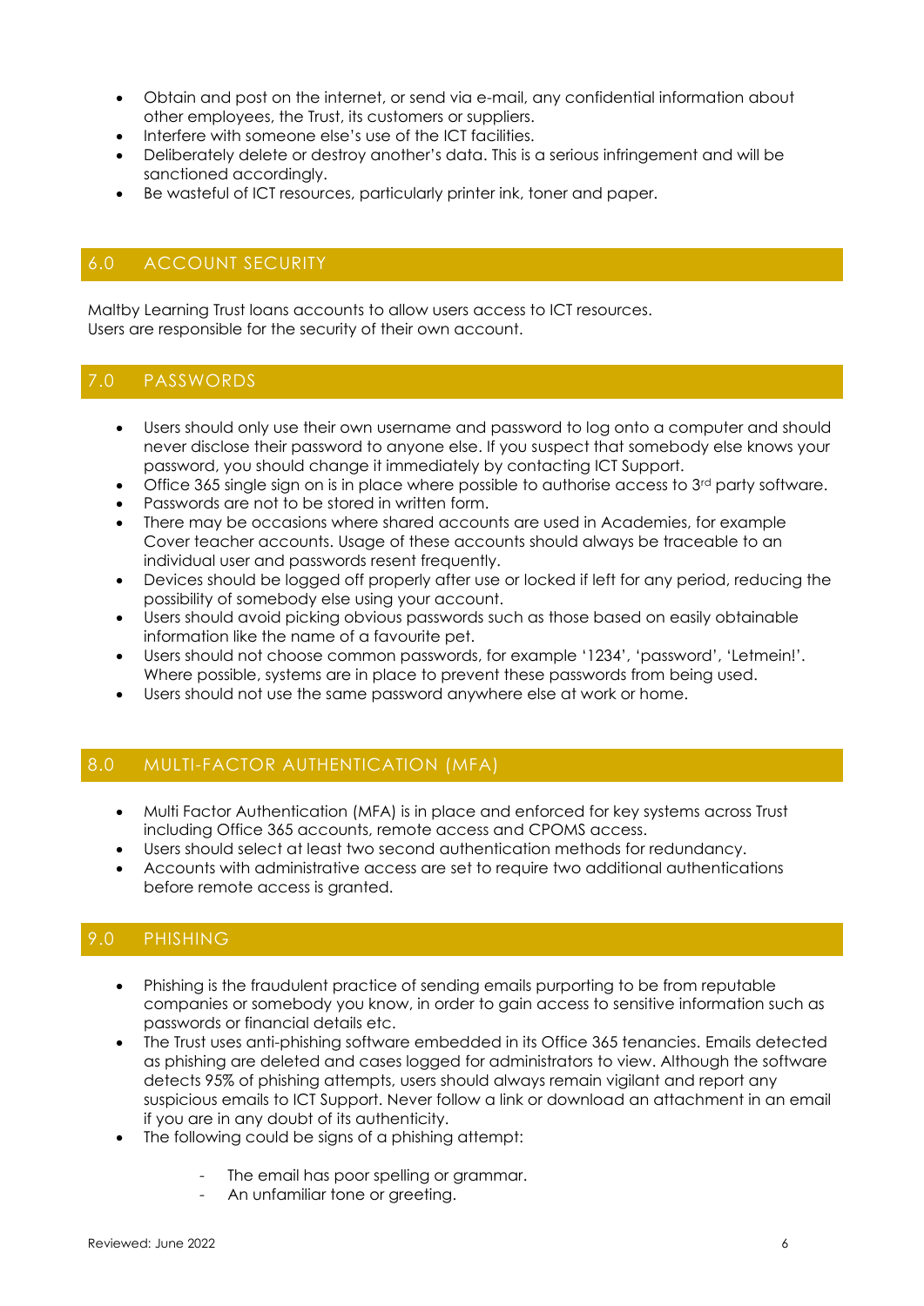- Obtain and post on the internet, or send via e-mail, any confidential information about other employees, the Trust, its customers or suppliers.
- Interfere with someone else's use of the ICT facilities.
- Deliberately delete or destroy another's data. This is a serious infringement and will be sanctioned accordingly.
- Be wasteful of ICT resources, particularly printer ink, toner and paper.

## 6.0 ACCOUNT SECURITY

Maltby Learning Trust loans accounts to allow users access to ICT resources.
Users are responsible for the security of their own account.

## 7.0 PASSWORDS

- Users should only use their own username and password to log onto a computer and should never disclose their password to anyone else. If you suspect that somebody else knows your password, you should change it immediately by contacting ICT Support.
- Office 365 single sign on is in place where possible to authorise access to 3rd party software.
- Passwords are not to be stored in written form.
- There may be occasions where shared accounts are used in Academies, for example Cover teacher accounts. Usage of these accounts should always be traceable to an individual user and passwords resent frequently.
- Devices should be logged off properly after use or locked if left for any period, reducing the possibility of somebody else using your account.
- Users should avoid picking obvious passwords such as those based on easily obtainable information like the name of a favourite pet.
- Users should not choose common passwords, for example '1234', 'password', 'Letmein!'. Where possible, systems are in place to prevent these passwords from being used.
- Users should not use the same password anywhere else at work or home.

## 8.0 MULTI-FACTOR AUTHENTICATION (MFA)

- Multi Factor Authentication (MFA) is in place and enforced for key systems across Trust including Office 365 accounts, remote access and CPOMS access.
- Users should select at least two second authentication methods for redundancy.
- Accounts with administrative access are set to require two additional authentications before remote access is granted.

## 9.0 PHISHING

- Phishing is the fraudulent practice of sending emails purporting to be from reputable companies or somebody you know, in order to gain access to sensitive information such as passwords or financial details etc.
- The Trust uses anti-phishing software embedded in its Office 365 tenancies. Emails detected as phishing are deleted and cases logged for administrators to view. Although the software detects 95% of phishing attempts, users should always remain vigilant and report any suspicious emails to ICT Support. Never follow a link or download an attachment in an email if you are in any doubt of its authenticity.
- The following could be signs of a phishing attempt:
    - The email has poor spelling or grammar.
    - An unfamiliar tone or greeting.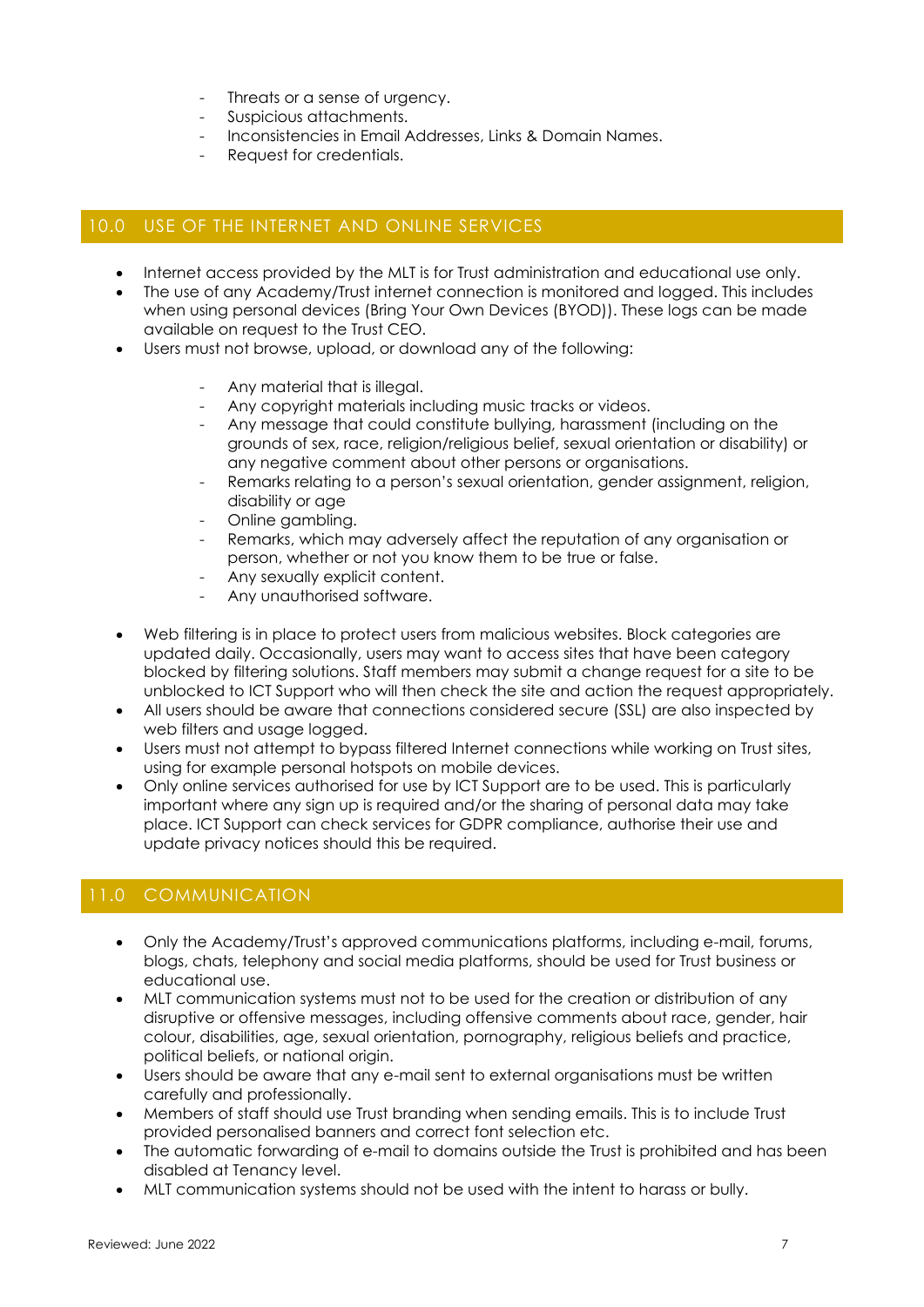- Threats or a sense of urgency.
- Suspicious attachments.
- Inconsistencies in Email Addresses, Links & Domain Names.
- Request for credentials.

## 10.0 USE OF THE INTERNET AND ONLINE SERVICES

- Internet access provided by the MLT is for Trust administration and educational use only.
- The use of any Academy/Trust internet connection is monitored and logged. This includes when using personal devices (Bring Your Own Devices (BYOD)). These logs can be made available on request to the Trust CEO.
- Users must not browse, upload, or download any of the following:
    - Any material that is illegal.
    - Any copyright materials including music tracks or videos.
    - Any message that could constitute bullying, harassment (including on the grounds of sex, race, religion/religious belief, sexual orientation or disability) or any negative comment about other persons or organisations.
    - Remarks relating to a person's sexual orientation, gender assignment, religion, disability or age
    - Online gambling.
    - Remarks, which may adversely affect the reputation of any organisation or person, whether or not you know them to be true or false.
    - Any sexually explicit content.
    - Any unauthorised software.
- Web filtering is in place to protect users from malicious websites. Block categories are updated daily. Occasionally, users may want to access sites that have been category blocked by filtering solutions. Staff members may submit a change request for a site to be unblocked to ICT Support who will then check the site and action the request appropriately.
- All users should be aware that connections considered secure (SSL) are also inspected by web filters and usage logged.
- Users must not attempt to bypass filtered Internet connections while working on Trust sites, using for example personal hotspots on mobile devices.
- Only online services authorised for use by ICT Support are to be used. This is particularly important where any sign up is required and/or the sharing of personal data may take place. ICT Support can check services for GDPR compliance, authorise their use and update privacy notices should this be required.

## 11.0 COMMUNICATION

- Only the Academy/Trust's approved communications platforms, including e-mail, forums, blogs, chats, telephony and social media platforms, should be used for Trust business or educational use.
- MLT communication systems must not to be used for the creation or distribution of any disruptive or offensive messages, including offensive comments about race, gender, hair colour, disabilities, age, sexual orientation, pornography, religious beliefs and practice, political beliefs, or national origin.
- Users should be aware that any e-mail sent to external organisations must be written carefully and professionally.
- Members of staff should use Trust branding when sending emails. This is to include Trust provided personalised banners and correct font selection etc.
- The automatic forwarding of e-mail to domains outside the Trust is prohibited and has been disabled at Tenancy level.
- MLT communication systems should not be used with the intent to harass or bully.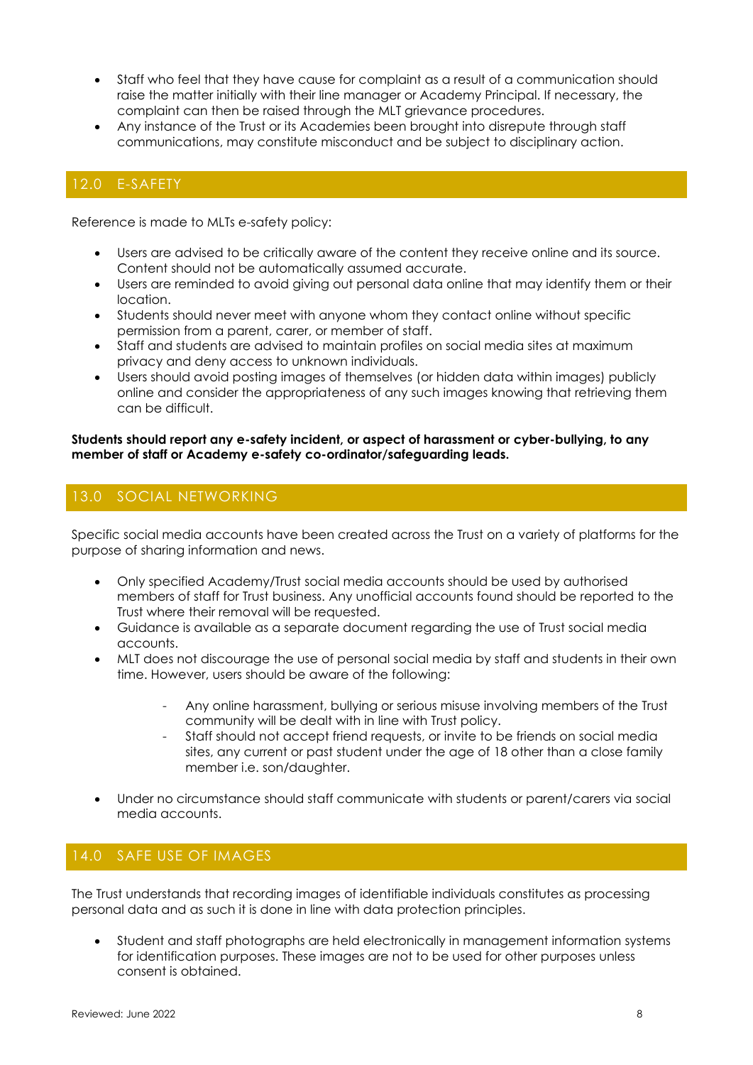- Staff who feel that they have cause for complaint as a result of a communication should raise the matter initially with their line manager or Academy Principal. If necessary, the complaint can then be raised through the MLT grievance procedures.
- Any instance of the Trust or its Academies been brought into disrepute through staff communications, may constitute misconduct and be subject to disciplinary action.

## 12.0 E-SAFETY

Reference is made to MLTs e-safety policy:

- Users are advised to be critically aware of the content they receive online and its source. Content should not be automatically assumed accurate.
- Users are reminded to avoid giving out personal data online that may identify them or their location.
- Students should never meet with anyone whom they contact online without specific permission from a parent, carer, or member of staff.
- Staff and students are advised to maintain profiles on social media sites at maximum privacy and deny access to unknown individuals.
- Users should avoid posting images of themselves (or hidden data within images) publicly online and consider the appropriateness of any such images knowing that retrieving them can be difficult.

**Students should report any e-safety incident, or aspect of harassment or cyber-bullying, to any member of staff or Academy e-safety co-ordinator/safeguarding leads.**

## 13.0 SOCIAL NETWORKING

Specific social media accounts have been created across the Trust on a variety of platforms for the purpose of sharing information and news.

- Only specified Academy/Trust social media accounts should be used by authorised members of staff for Trust business. Any unofficial accounts found should be reported to the Trust where their removal will be requested.
- Guidance is available as a separate document regarding the use of Trust social media accounts.
- MLT does not discourage the use of personal social media by staff and students in their own time. However, users should be aware of the following:
    - Any online harassment, bullying or serious misuse involving members of the Trust community will be dealt with in line with Trust policy.
    - Staff should not accept friend requests, or invite to be friends on social media sites, any current or past student under the age of 18 other than a close family member i.e. son/daughter.
- Under no circumstance should staff communicate with students or parent/carers via social media accounts.

## 14.0 SAFE USE OF IMAGES

The Trust understands that recording images of identifiable individuals constitutes as processing personal data and as such it is done in line with data protection principles.

- Student and staff photographs are held electronically in management information systems for identification purposes. These images are not to be used for other purposes unless consent is obtained.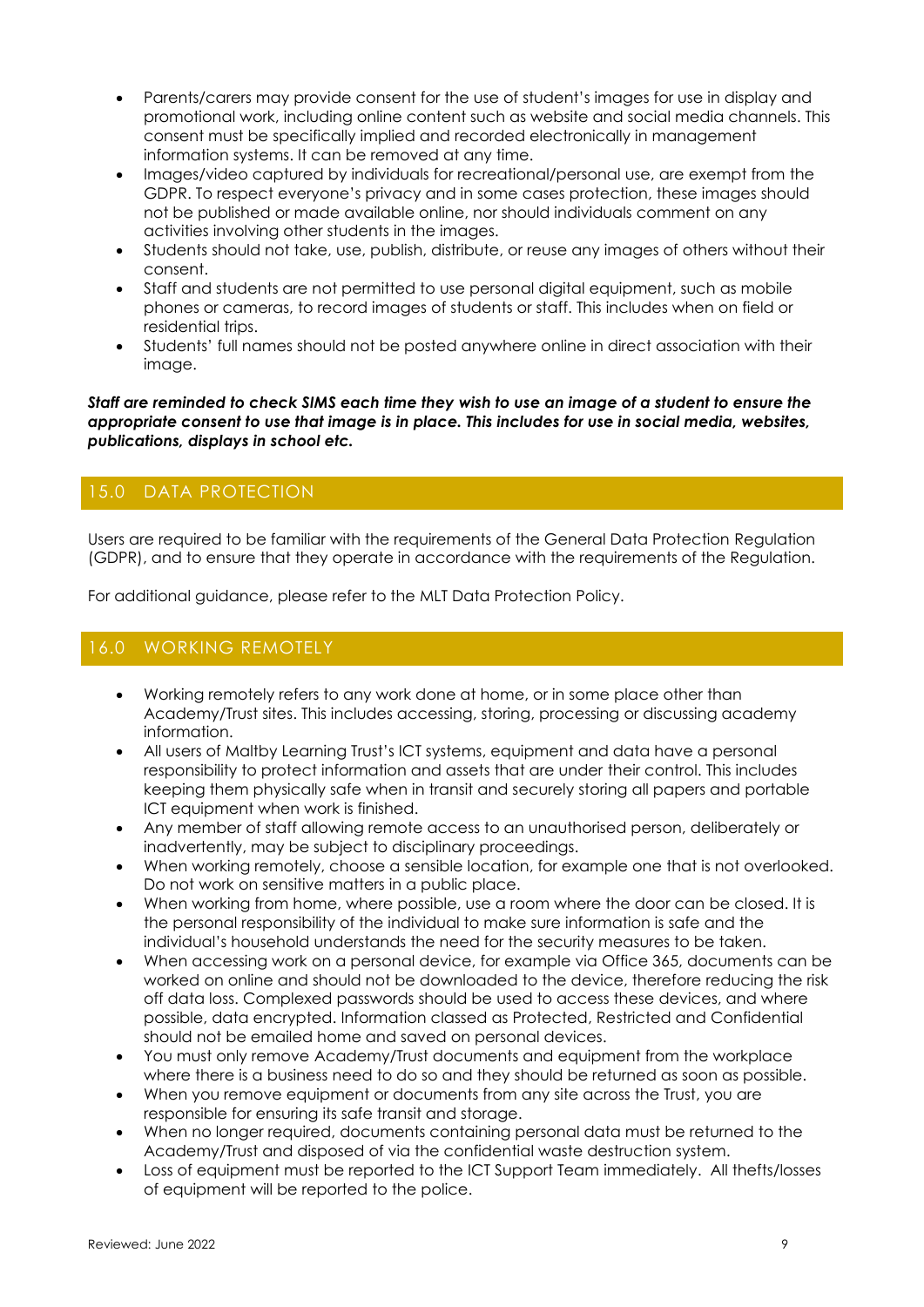- Parents/carers may provide consent for the use of student's images for use in display and promotional work, including online content such as website and social media channels. This consent must be specifically implied and recorded electronically in management information systems. It can be removed at any time.
- Images/video captured by individuals for recreational/personal use, are exempt from the GDPR. To respect everyone's privacy and in some cases protection, these images should not be published or made available online, nor should individuals comment on any activities involving other students in the images.
- Students should not take, use, publish, distribute, or reuse any images of others without their consent.
- Staff and students are not permitted to use personal digital equipment, such as mobile phones or cameras, to record images of students or staff. This includes when on field or residential trips.
- Students' full names should not be posted anywhere online in direct association with their image.

***Staff are reminded to check SIMS each time they wish to use an image of a student to ensure the appropriate consent to use that image is in place. This includes for use in social media, websites, publications, displays in school etc.***

## 15.0 DATA PROTECTION

Users are required to be familiar with the requirements of the General Data Protection Regulation (GDPR), and to ensure that they operate in accordance with the requirements of the Regulation.

For additional guidance, please refer to the MLT Data Protection Policy.

## 16.0 WORKING REMOTELY

- Working remotely refers to any work done at home, or in some place other than Academy/Trust sites. This includes accessing, storing, processing or discussing academy information.
- All users of Maltby Learning Trust's ICT systems, equipment and data have a personal responsibility to protect information and assets that are under their control. This includes keeping them physically safe when in transit and securely storing all papers and portable ICT equipment when work is finished.
- Any member of staff allowing remote access to an unauthorised person, deliberately or inadvertently, may be subject to disciplinary proceedings.
- When working remotely, choose a sensible location, for example one that is not overlooked. Do not work on sensitive matters in a public place.
- When working from home, where possible, use a room where the door can be closed. It is the personal responsibility of the individual to make sure information is safe and the individual's household understands the need for the security measures to be taken.
- When accessing work on a personal device, for example via Office 365, documents can be worked on online and should not be downloaded to the device, therefore reducing the risk off data loss. Complexed passwords should be used to access these devices, and where possible, data encrypted. Information classed as Protected, Restricted and Confidential should not be emailed home and saved on personal devices.
- You must only remove Academy/Trust documents and equipment from the workplace where there is a business need to do so and they should be returned as soon as possible.
- When you remove equipment or documents from any site across the Trust, you are responsible for ensuring its safe transit and storage.
- When no longer required, documents containing personal data must be returned to the Academy/Trust and disposed of via the confidential waste destruction system.
- Loss of equipment must be reported to the ICT Support Team immediately. All thefts/losses of equipment will be reported to the police.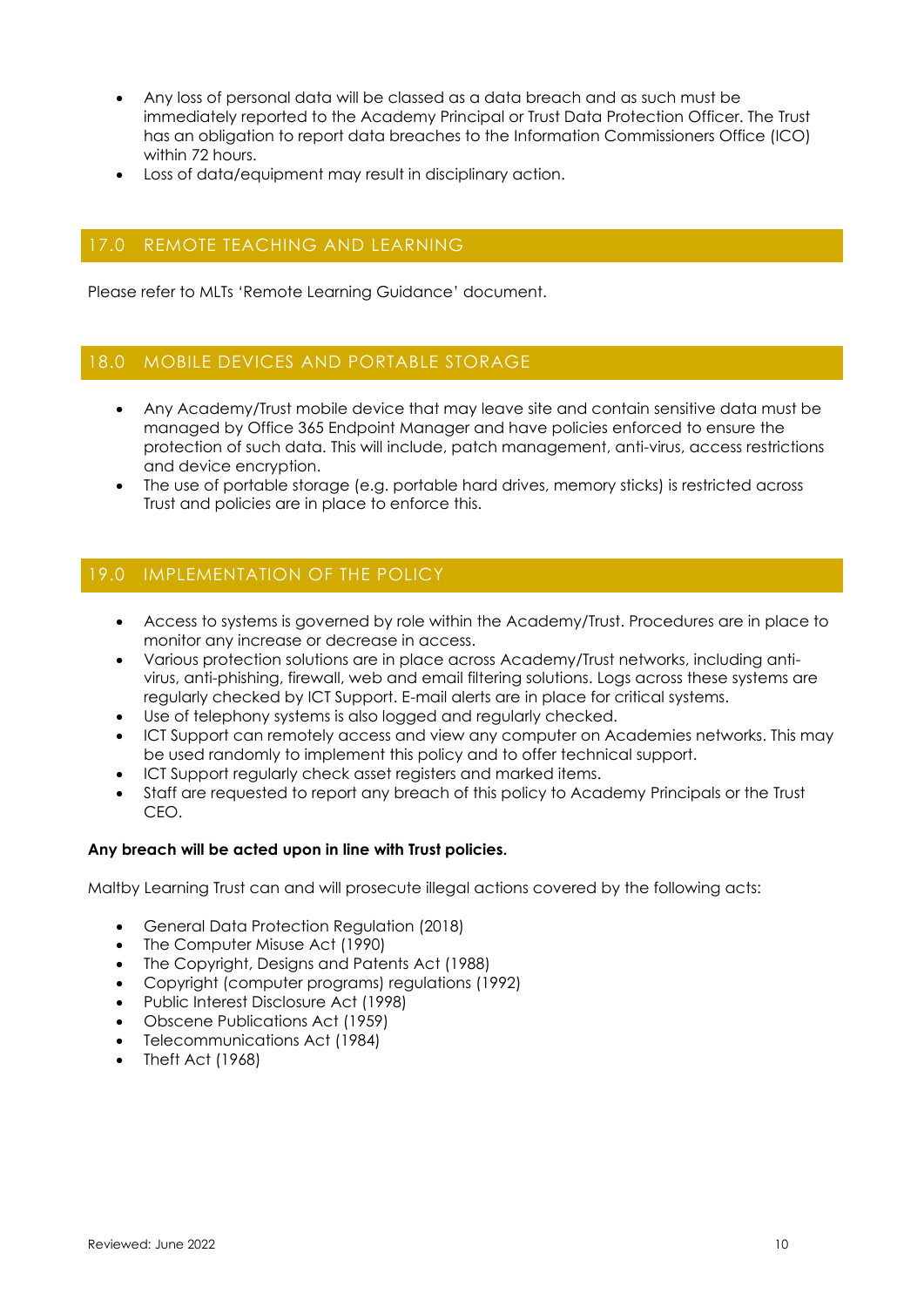- Any loss of personal data will be classed as a data breach and as such must be immediately reported to the Academy Principal or Trust Data Protection Officer. The Trust has an obligation to report data breaches to the Information Commissioners Office (ICO) within 72 hours.
- Loss of data/equipment may result in disciplinary action.

## 17.0 REMOTE TEACHING AND LEARNING

Please refer to MLTs 'Remote Learning Guidance' document.

## 18.0 MOBILE DEVICES AND PORTABLE STORAGE

- Any Academy/Trust mobile device that may leave site and contain sensitive data must be managed by Office 365 Endpoint Manager and have policies enforced to ensure the protection of such data. This will include, patch management, anti-virus, access restrictions and device encryption.
- The use of portable storage (e.g. portable hard drives, memory sticks) is restricted across Trust and policies are in place to enforce this.

## 19.0 IMPLEMENTATION OF THE POLICY

- Access to systems is governed by role within the Academy/Trust. Procedures are in place to monitor any increase or decrease in access.
- Various protection solutions are in place across Academy/Trust networks, including anti-virus, anti-phishing, firewall, web and email filtering solutions. Logs across these systems are regularly checked by ICT Support. E-mail alerts are in place for critical systems.
- Use of telephony systems is also logged and regularly checked.
- ICT Support can remotely access and view any computer on Academies networks. This may be used randomly to implement this policy and to offer technical support.
- ICT Support regularly check asset registers and marked items.
- Staff are requested to report any breach of this policy to Academy Principals or the Trust CEO.

**Any breach will be acted upon in line with Trust policies.**

Maltby Learning Trust can and will prosecute illegal actions covered by the following acts:

- General Data Protection Regulation (2018)
- The Computer Misuse Act (1990)
- The Copyright, Designs and Patents Act (1988)
- Copyright (computer programs) regulations (1992)
- Public Interest Disclosure Act (1998)
- Obscene Publications Act (1959)
- Telecommunications Act (1984)
- Theft Act (1968)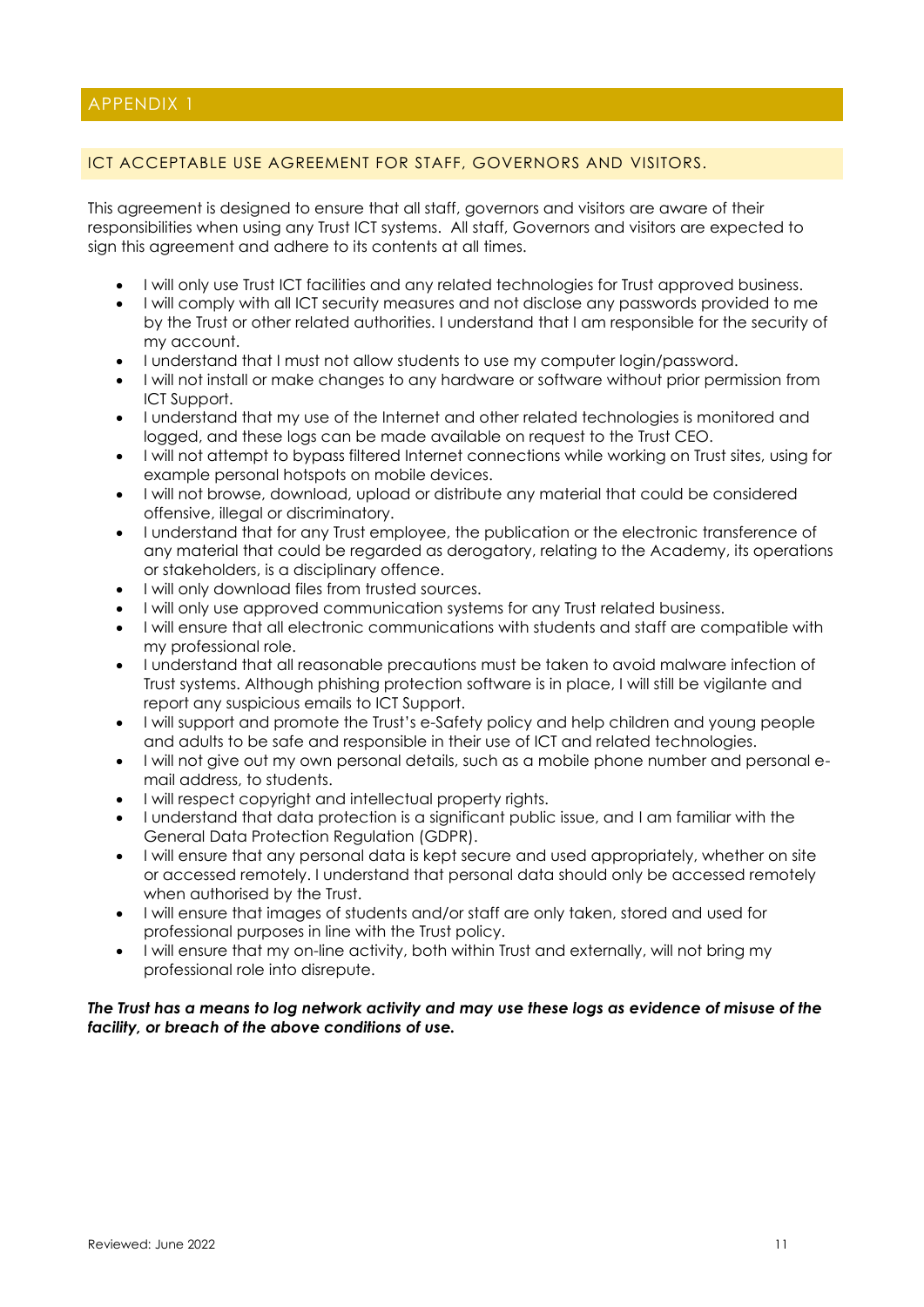## APPENDIX 1

### ICT ACCEPTABLE USE AGREEMENT FOR STAFF, GOVERNORS AND VISITORS.

This agreement is designed to ensure that all staff, governors and visitors are aware of their responsibilities when using any Trust ICT systems. All staff, Governors and visitors are expected to sign this agreement and adhere to its contents at all times.

- I will only use Trust ICT facilities and any related technologies for Trust approved business.
- I will comply with all ICT security measures and not disclose any passwords provided to me by the Trust or other related authorities. I understand that I am responsible for the security of my account.
- I understand that I must not allow students to use my computer login/password.
- I will not install or make changes to any hardware or software without prior permission from ICT Support.
- I understand that my use of the Internet and other related technologies is monitored and logged, and these logs can be made available on request to the Trust CEO.
- I will not attempt to bypass filtered Internet connections while working on Trust sites, using for example personal hotspots on mobile devices.
- I will not browse, download, upload or distribute any material that could be considered offensive, illegal or discriminatory.
- I understand that for any Trust employee, the publication or the electronic transference of any material that could be regarded as derogatory, relating to the Academy, its operations or stakeholders, is a disciplinary offence.
- I will only download files from trusted sources.
- I will only use approved communication systems for any Trust related business.
- I will ensure that all electronic communications with students and staff are compatible with my professional role.
- I understand that all reasonable precautions must be taken to avoid malware infection of Trust systems. Although phishing protection software is in place, I will still be vigilante and report any suspicious emails to ICT Support.
- I will support and promote the Trust's e-Safety policy and help children and young people and adults to be safe and responsible in their use of ICT and related technologies.
- I will not give out my own personal details, such as a mobile phone number and personal e-mail address, to students.
- I will respect copyright and intellectual property rights.
- I understand that data protection is a significant public issue, and I am familiar with the General Data Protection Regulation (GDPR).
- I will ensure that any personal data is kept secure and used appropriately, whether on site or accessed remotely. I understand that personal data should only be accessed remotely when authorised by the Trust.
- I will ensure that images of students and/or staff are only taken, stored and used for professional purposes in line with the Trust policy.
- I will ensure that my on-line activity, both within Trust and externally, will not bring my professional role into disrepute.

***The Trust has a means to log network activity and may use these logs as evidence of misuse of the facility, or breach of the above conditions of use.***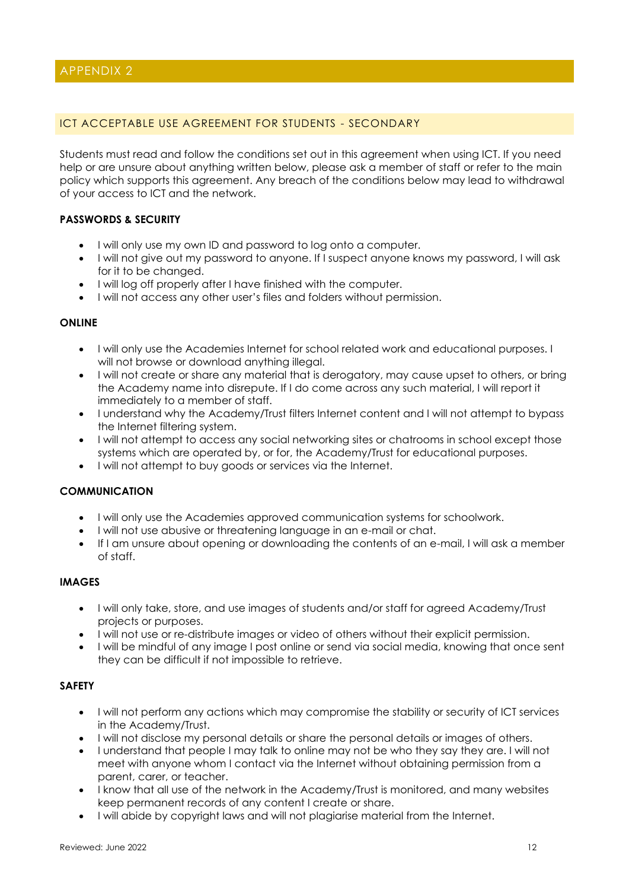## APPENDIX 2

### ICT ACCEPTABLE USE AGREEMENT FOR STUDENTS - SECONDARY

Students must read and follow the conditions set out in this agreement when using ICT. If you need help or are unsure about anything written below, please ask a member of staff or refer to the main policy which supports this agreement. Any breach of the conditions below may lead to withdrawal of your access to ICT and the network.

**PASSWORDS & SECURITY**

- I will only use my own ID and password to log onto a computer.
- I will not give out my password to anyone. If I suspect anyone knows my password, I will ask for it to be changed.
- I will log off properly after I have finished with the computer.
- I will not access any other user's files and folders without permission.

**ONLINE**

- I will only use the Academies Internet for school related work and educational purposes. I will not browse or download anything illegal.
- I will not create or share any material that is derogatory, may cause upset to others, or bring the Academy name into disrepute. If I do come across any such material, I will report it immediately to a member of staff.
- I understand why the Academy/Trust filters Internet content and I will not attempt to bypass the Internet filtering system.
- I will not attempt to access any social networking sites or chatrooms in school except those systems which are operated by, or for, the Academy/Trust for educational purposes.
- I will not attempt to buy goods or services via the Internet.

**COMMUNICATION**

- I will only use the Academies approved communication systems for schoolwork.
- I will not use abusive or threatening language in an e-mail or chat.
- If I am unsure about opening or downloading the contents of an e-mail, I will ask a member of staff.

**IMAGES**

- I will only take, store, and use images of students and/or staff for agreed Academy/Trust projects or purposes.
- I will not use or re-distribute images or video of others without their explicit permission.
- I will be mindful of any image I post online or send via social media, knowing that once sent they can be difficult if not impossible to retrieve.

**SAFETY**

- I will not perform any actions which may compromise the stability or security of ICT services in the Academy/Trust.
- I will not disclose my personal details or share the personal details or images of others.
- I understand that people I may talk to online may not be who they say they are. I will not meet with anyone whom I contact via the Internet without obtaining permission from a parent, carer, or teacher.
- I know that all use of the network in the Academy/Trust is monitored, and many websites keep permanent records of any content I create or share.
- I will abide by copyright laws and will not plagiarise material from the Internet.

Reviewed: June 2022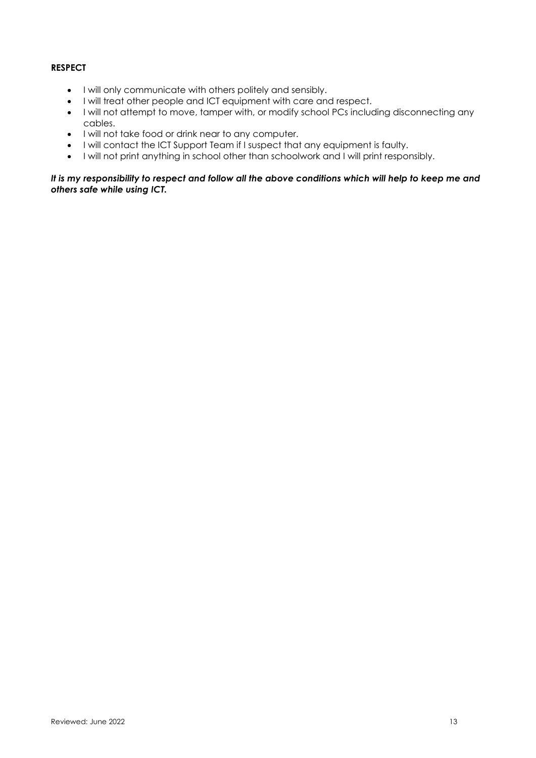**RESPECT**

- I will only communicate with others politely and sensibly.
- I will treat other people and ICT equipment with care and respect.
- I will not attempt to move, tamper with, or modify school PCs including disconnecting any cables.
- I will not take food or drink near to any computer.
- I will contact the ICT Support Team if I suspect that any equipment is faulty.
- I will not print anything in school other than schoolwork and I will print responsibly.

***It is my responsibility to respect and follow all the above conditions which will help to keep me and others safe while using ICT.***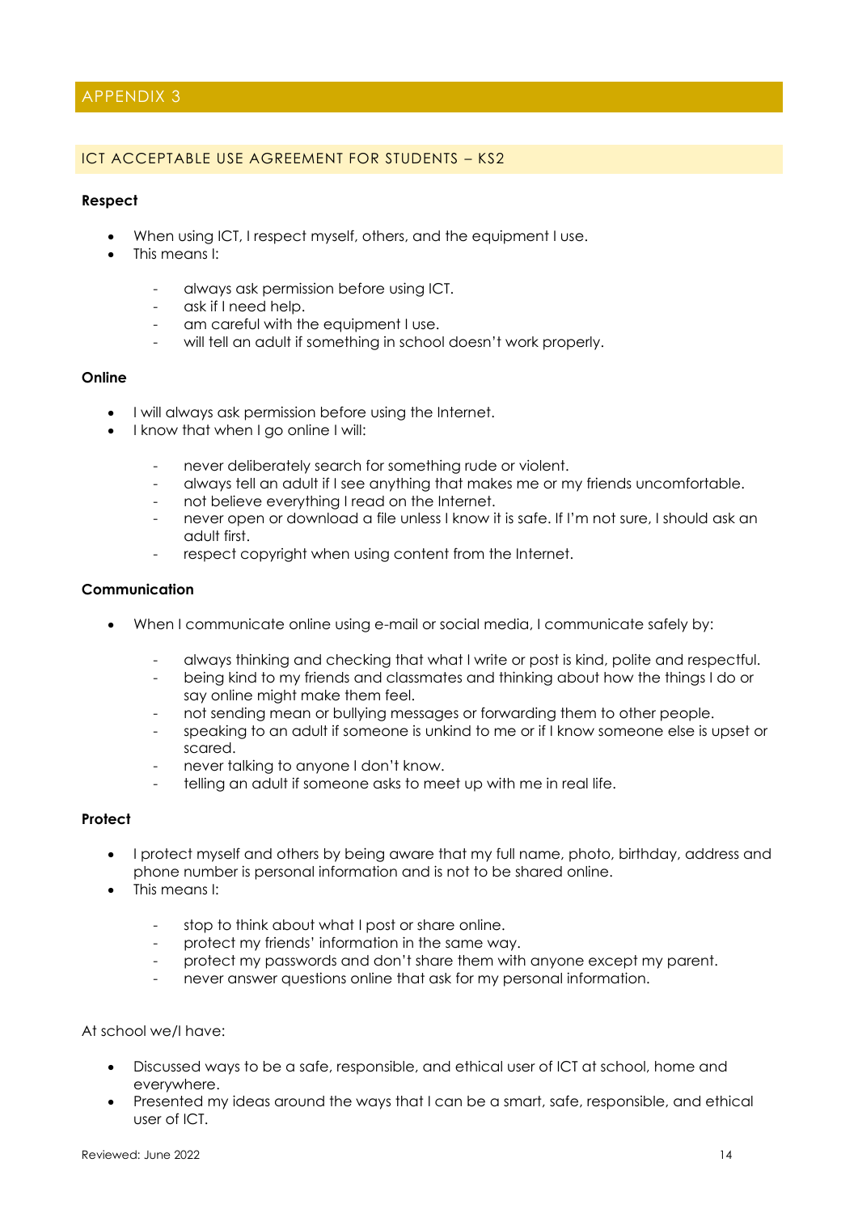## APPENDIX 3

### ICT ACCEPTABLE USE AGREEMENT FOR STUDENTS – KS2

**Respect**

- When using ICT, I respect myself, others, and the equipment I use.
- This means I:
  - always ask permission before using ICT.
  - ask if I need help.
  - am careful with the equipment I use.
  - will tell an adult if something in school doesn't work properly.

**Online**

- I will always ask permission before using the Internet.
- I know that when I go online I will:
  - never deliberately search for something rude or violent.
  - always tell an adult if I see anything that makes me or my friends uncomfortable.
  - not believe everything I read on the Internet.
  - never open or download a file unless I know it is safe. If I'm not sure, I should ask an adult first.
  - respect copyright when using content from the Internet.

**Communication**

- When I communicate online using e-mail or social media, I communicate safely by:
  - always thinking and checking that what I write or post is kind, polite and respectful.
  - being kind to my friends and classmates and thinking about how the things I do or say online might make them feel.
  - not sending mean or bullying messages or forwarding them to other people.
  - speaking to an adult if someone is unkind to me or if I know someone else is upset or scared.
  - never talking to anyone I don't know.
  - telling an adult if someone asks to meet up with me in real life.

**Protect**

- I protect myself and others by being aware that my full name, photo, birthday, address and phone number is personal information and is not to be shared online.
- This means I:
  - stop to think about what I post or share online.
  - protect my friends' information in the same way.
  - protect my passwords and don't share them with anyone except my parent.
  - never answer questions online that ask for my personal information.

At school we/I have:

- Discussed ways to be a safe, responsible, and ethical user of ICT at school, home and everywhere.
- Presented my ideas around the ways that I can be a smart, safe, responsible, and ethical user of ICT.

Reviewed: June 2022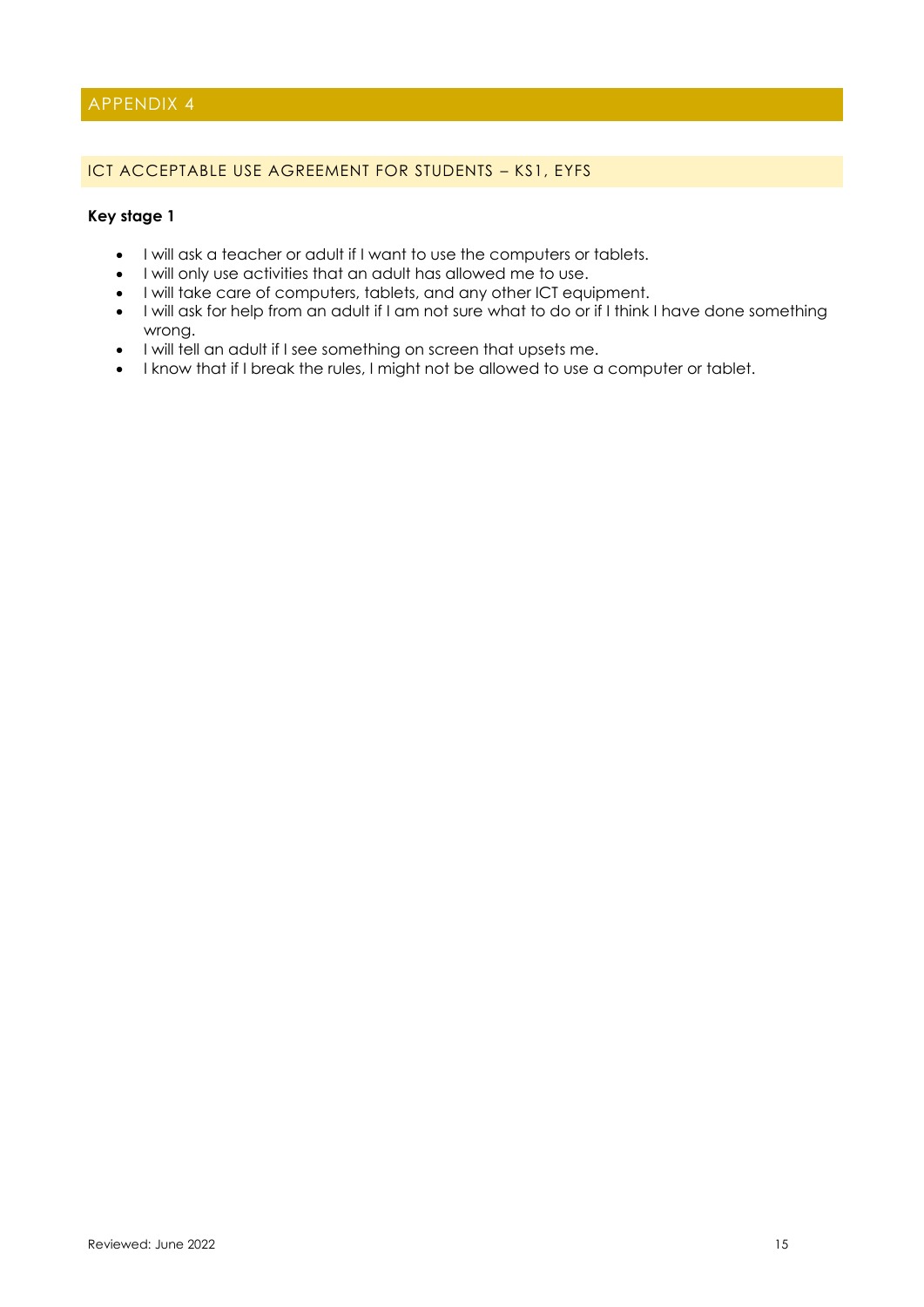# APPENDIX 4

## ICT ACCEPTABLE USE AGREEMENT FOR STUDENTS – KS1, EYFS

**Key stage 1**

- I will ask a teacher or adult if I want to use the computers or tablets.
- I will only use activities that an adult has allowed me to use.
- I will take care of computers, tablets, and any other ICT equipment.
- I will ask for help from an adult if I am not sure what to do or if I think I have done something wrong.
- I will tell an adult if I see something on screen that upsets me.
- I know that if I break the rules, I might not be allowed to use a computer or tablet.

Reviewed: June 2022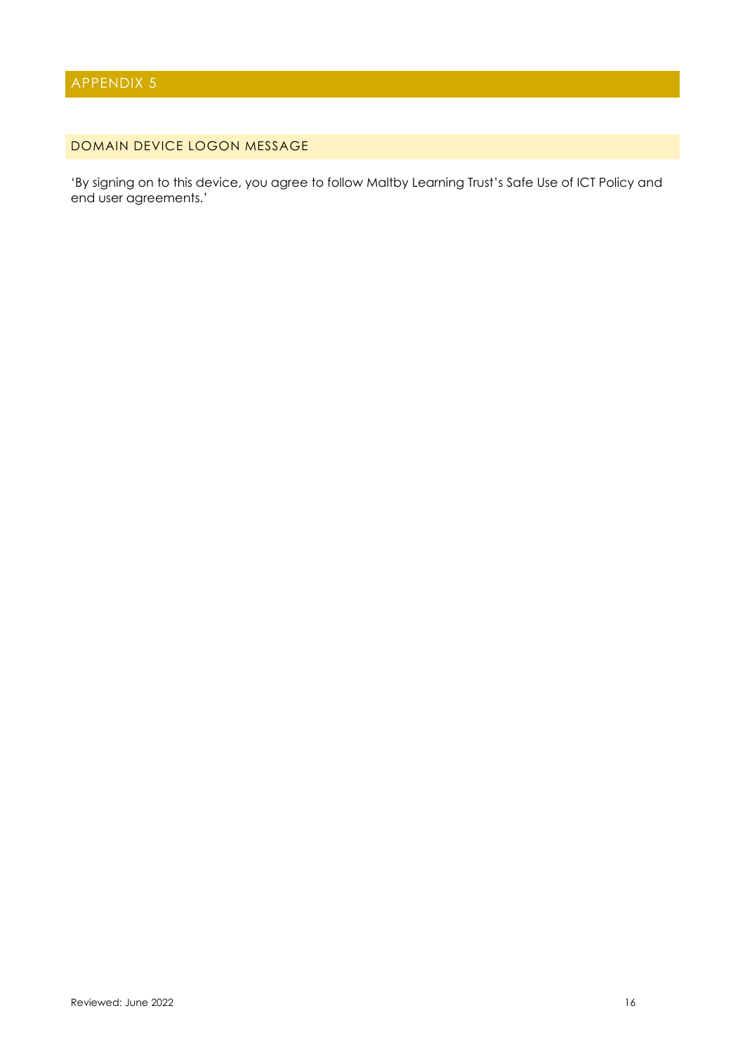# APPENDIX 5

## DOMAIN DEVICE LOGON MESSAGE

'By signing on to this device, you agree to follow Maltby Learning Trust's Safe Use of ICT Policy and end user agreements.'